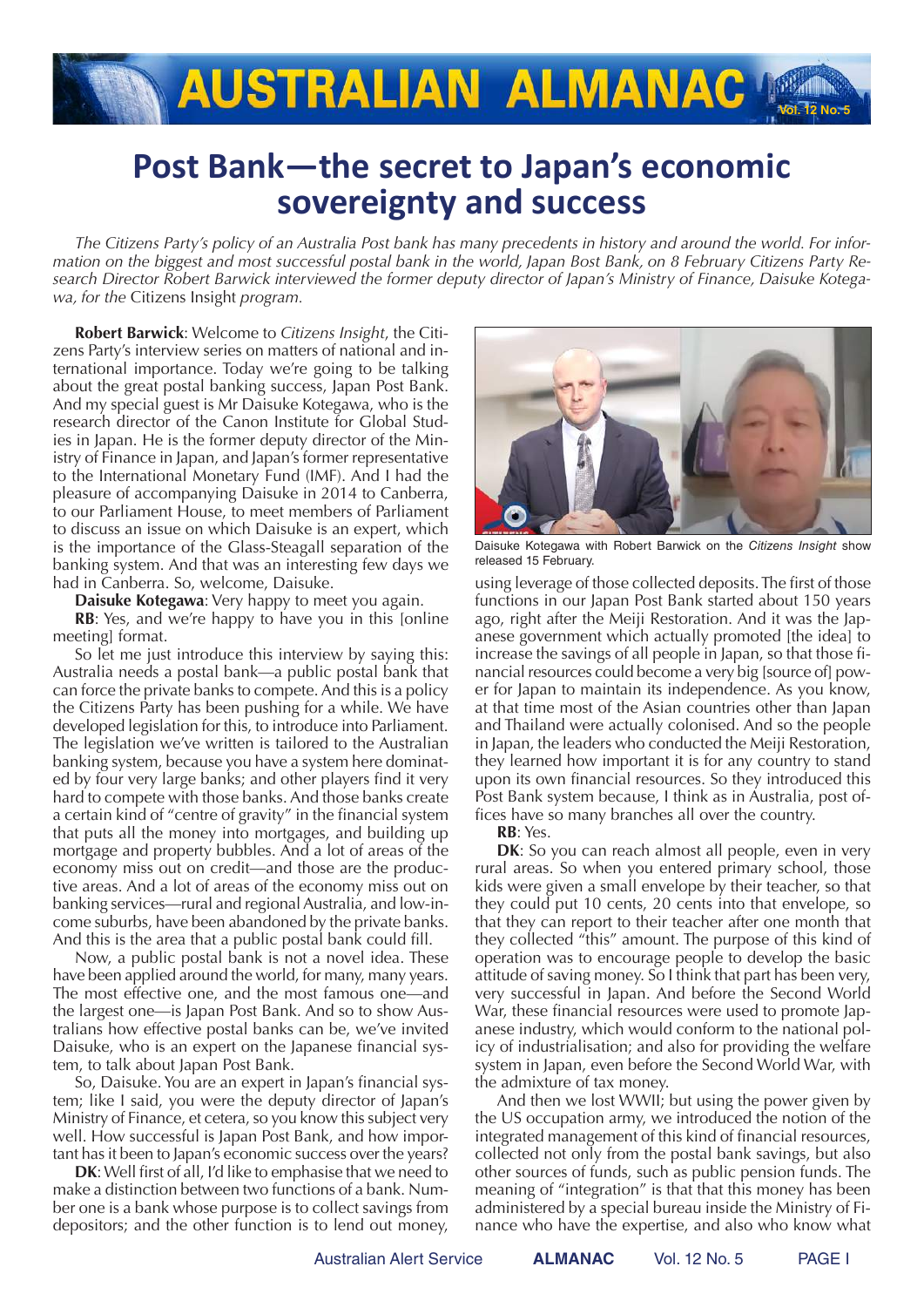# Post Bank—the secret to Japan's economic sovereignty and success

*The Citizens Party's policy of an Australia Post bank has many precedents in history and around the world. For information on the biggest and most successful postal bank in the world, Japan Bost Bank, on 8 February Citizens Party Research Director Robert Barwick interviewed the former deputy director of Japan's Ministry of Finance, Daisuke Kotegawa, for the* Citizens Insight *program.*

**Robert Barwick**: Welcome to *Citizens Insight*, the Citizens Party's interview series on matters of national and international importance. Today we're going to be talking about the great postal banking success, Japan Post Bank. And my special guest is Mr Daisuke Kotegawa, who is the research director of the Canon Institute for Global Studies in Japan. He is the former deputy director of the Ministry of Finance in Japan, and Japan's former representative to the International Monetary Fund (IMF). And I had the pleasure of accompanying Daisuke in 2014 to Canberra, to our Parliament House, to meet members of Parliament to discuss an issue on which Daisuke is an expert, which is the importance of the Glass-Steagall separation of the banking system. And that was an interesting few days we had in Canberra. So, welcome, Daisuke.

**Daisuke Kotegawa**: Very happy to meet you again.

**RB**: Yes, and we're happy to have you in this [online meeting] format.

So let me just introduce this interview by saying this: Australia needs a postal bank—a public postal bank that can force the private banks to compete. And this is a policy the Citizens Party has been pushing for a while. We have developed legislation for this, to introduce into Parliament. The legislation we've written is tailored to the Australian banking system, because you have a system here dominated by four very large banks; and other players find it very hard to compete with those banks. And those banks create a certain kind of "centre of gravity" in the financial system that puts all the money into mortgages, and building up mortgage and property bubbles. And a lot of areas of the economy miss out on credit—and those are the productive areas. And a lot of areas of the economy miss out on banking services—rural and regional Australia, and low-income suburbs, have been abandoned by the private banks. And this is the area that a public postal bank could fill.

Now, a public postal bank is not a novel idea. These have been applied around the world, for many, many years. The most effective one, and the most famous one—and the largest one—is Japan Post Bank. And so to show Australians how effective postal banks can be, we've invited Daisuke, who is an expert on the Japanese financial system, to talk about Japan Post Bank.

So, Daisuke. You are an expert in Japan's financial system; like I said, you were the deputy director of Japan's Ministry of Finance, et cetera, so you know this subject very well. How successful is Japan Post Bank, and how important has it been to Japan's economic success over the years?

**DK**: Well first of all, I'd like to emphasise that we need to make a distinction between two functions of a bank. Number one is a bank whose purpose is to collect savings from depositors; and the other function is to lend out money, using leverage of those collected deposits. The first of those functions in our Japan Post Bank started about 150 years ago, right after the Meiji Restoration. And it was the Japanese government which actually promoted [the idea] to increase the savings of all people in Japan, so that those financial resources could become a very big [source of] power for Japan to maintain its independence. As you know, at that time most of the Asian countries other than Japan and Thailand were actually colonised. And so the people in Japan, the leaders who conducted the Meiji Restoration, they learned how important it is for any country to stand upon its own financial resources. So they introduced this Post Bank system because, I think as in Australia, post offices have so many branches all over the country.

Daisuke Kotegawa with Robert Barwick on the *Citizens Insight* show released 15 February.

**RB**: Yes.

**DK**: So you can reach almost all people, even in very rural areas. So when you entered primary school, those kids were given a small envelope by their teacher, so that they could put 10 cents, 20 cents into that envelope, so that they can report to their teacher after one month that they collected "this" amount. The purpose of this kind of operation was to encourage people to develop the basic attitude of saving money. So I think that part has been very, very successful in Japan. And before the Second World War, these financial resources were used to promote Japanese industry, which would conform to the national policy of industrialisation; and also for providing the welfare system in Japan, even before the Second World War, with the admixture of tax money.

And then we lost WWII; but using the power given by the US occupation army, we introduced the notion of the integrated management of this kind of financial resources, collected not only from the postal bank savings, but also other sources of funds, such as public pension funds. The meaning of "integration" is that that this money has been administered by a special bureau inside the Ministry of Finance who have the expertise, and also who know what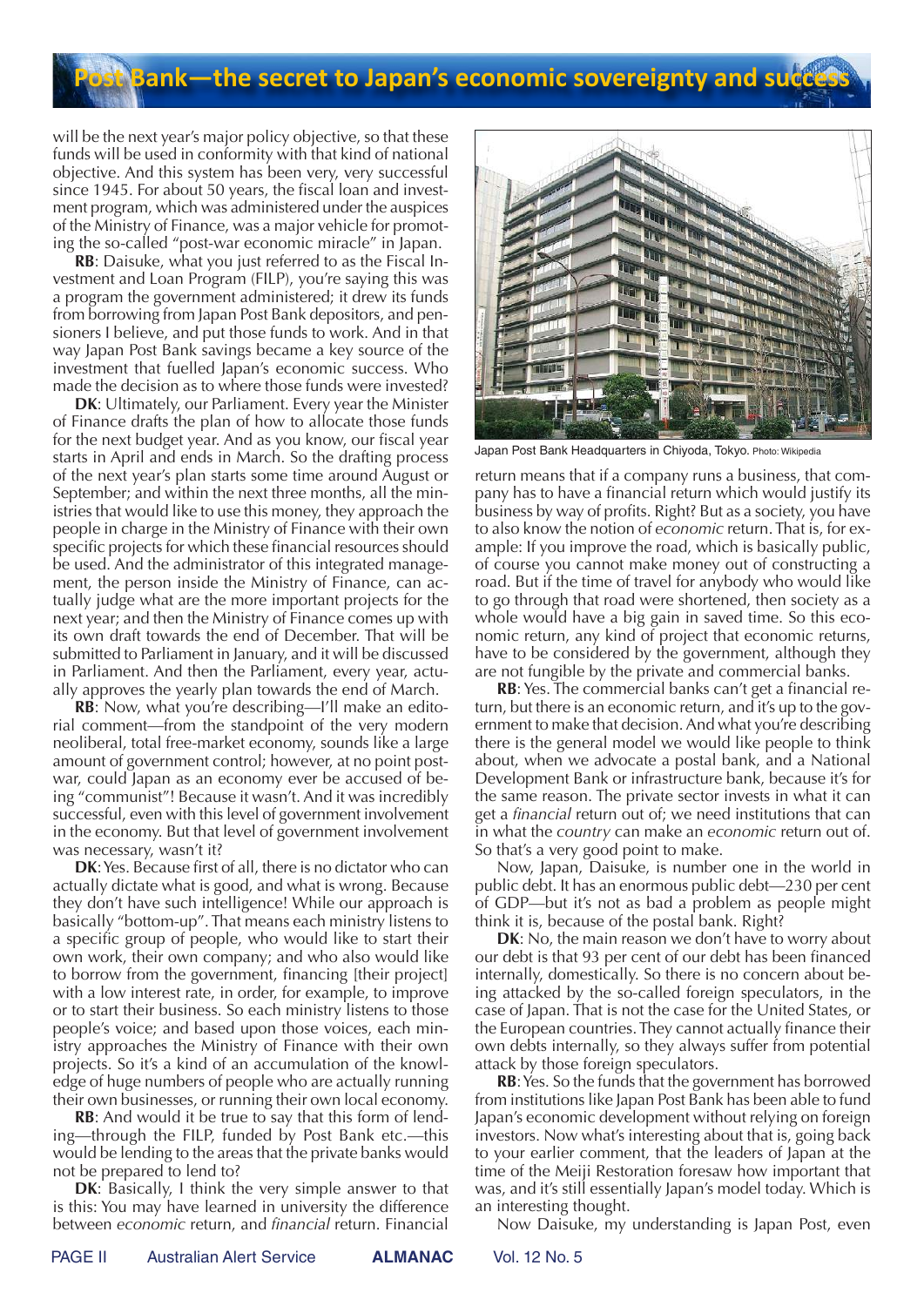will be the next year's major policy objective, so that these funds will be used in conformity with that kind of national objective. And this system has been very, very successful since 1945. For about 50 years, the fiscal loan and investment program, which was administered under the auspices of the Ministry of Finance, was a major vehicle for promoting the so-called "post-war economic miracle" in Japan.

**RB**: Daisuke, what you just referred to as the Fiscal Investment and Loan Program (FILP), you're saying this was a program the government administered; it drew its funds from borrowing from Japan Post Bank depositors, and pensioners I believe, and put those funds to work. And in that way Japan Post Bank savings became a key source of the investment that fuelled Japan's economic success. Who made the decision as to where those funds were invested?

**DK**: Ultimately, our Parliament. Every year the Minister of Finance drafts the plan of how to allocate those funds for the next budget year. And as you know, our fiscal year starts in April and ends in March. So the drafting process of the next year's plan starts some time around August or September; and within the next three months, all the ministries that would like to use this money, they approach the people in charge in the Ministry of Finance with their own specific projects for which these financial resources should be used. And the administrator of this integrated management, the person inside the Ministry of Finance, can actually judge what are the more important projects for the next year; and then the Ministry of Finance comes up with its own draft towards the end of December. That will be submitted to Parliament in January, and it will be discussed in Parliament. And then the Parliament, every year, actually approves the yearly plan towards the end of March.

**RB**: Now, what you're describing—I'll make an editorial comment—from the standpoint of the very modern neoliberal, total free-market economy, sounds like a large amount of government control; however, at no point postwar, could Japan as an economy ever be accused of being "communist"! Because it wasn't. And it was incredibly successful, even with this level of government involvement in the economy. But that level of government involvement was necessary, wasn't it?

**DK**: Yes. Because first of all, there is no dictator who can actually dictate what is good, and what is wrong. Because they don't have such intelligence! While our approach is basically "bottom-up". That means each ministry listens to a specific group of people, who would like to start their own work, their own company; and who also would like to borrow from the government, financing [their project] with a low interest rate, in order, for example, to improve or to start their business. So each ministry listens to those people's voice; and based upon those voices, each ministry approaches the Ministry of Finance with their own projects. So it's a kind of an accumulation of the knowledge of huge numbers of people who are actually running their own businesses, or running their own local economy.

**RB**: And would it be true to say that this form of lending—through the FILP, funded by Post Bank etc.—this would be lending to the areas that the private banks would not be prepared to lend to?

**DK**: Basically, I think the very simple answer to that is this: You may have learned in university the difference between *economic* return, and *financial* return. Financial return means that if a company runs a business, that company has to have a financial return which would justify its business by way of profits. Right? But as a society, you have to also know the notion of *economic* return. That is, for example: If you improve the road, which is basically public, of course you cannot make money out of constructing a road. But if the time of travel for anybody who would like to go through that road were shortened, then society as a whole would have a big gain in saved time. So this economic return, any kind of project that economic returns, have to be considered by the government, although they are not fungible by the private and commercial banks.

Japan Post Bank Headquarters in Chiyoda, Tokyo. Photo: Wikipedia

**RB**: Yes. The commercial banks can't get a financial return, but there is an economic return, and it's up to the government to make that decision. And what you're describing there is the general model we would like people to think about, when we advocate a postal bank, and a National Development Bank or infrastructure bank, because it's for the same reason. The private sector invests in what it can get a *financial* return out of; we need institutions that can in what the *country* can make an *economic* return out of. So that's a very good point to make.

Now, Japan, Daisuke, is number one in the world in public debt. It has an enormous public debt—230 per cent of GDP—but it's not as bad a problem as people might think it is, because of the postal bank. Right?

**DK**: No, the main reason we don't have to worry about our debt is that 93 per cent of our debt has been financed internally, domestically. So there is no concern about being attacked by the so-called foreign speculators, in the case of Japan. That is not the case for the United States, or the European countries. They cannot actually finance their own debts internally, so they always suffer from potential attack by those foreign speculators.

**RB**: Yes. So the funds that the government has borrowed from institutions like Japan Post Bank has been able to fund Japan's economic development without relying on foreign investors. Now what's interesting about that is, going back to your earlier comment, that the leaders of Japan at the time of the Meiji Restoration foresaw how important that was, and it's still essentially Japan's model today. Which is an interesting thought.

Now Daisuke, my understanding is Japan Post, even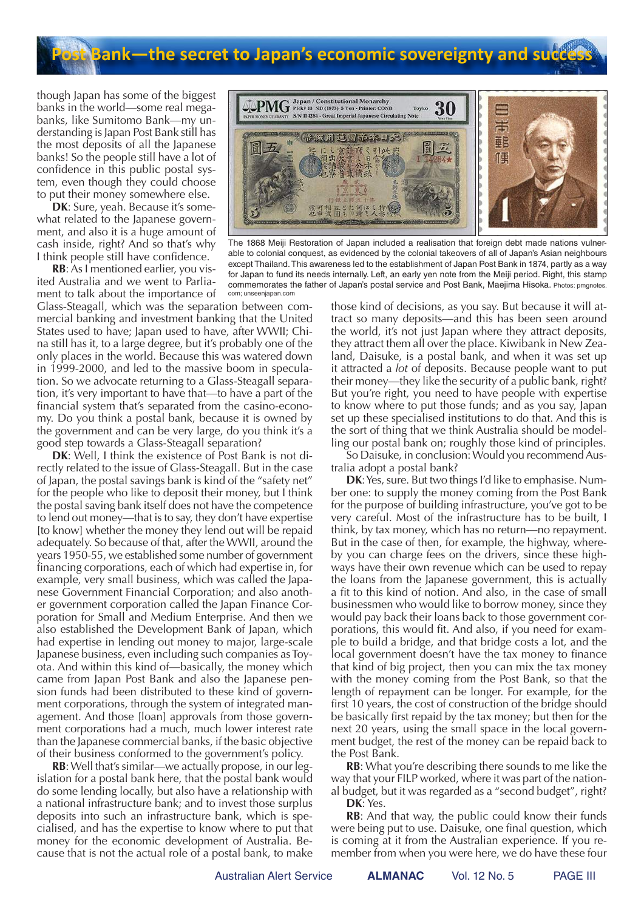though Japan has some of the biggest banks in the world—some real mega-banks, like Sumitomo Bank—my understanding is Japan Post Bank still has the most deposits of all the Japanese banks! So the people still have a lot of confidence in this public postal system, even though they could choose to put their money somewhere else.

**DK**: Sure, yeah. Because it's somewhat related to the Japanese government, and also it is a huge amount of cash inside, right? And so that's why I think people still have confidence.

**RB**: As I mentioned earlier, you visited Australia and we went to Parliament to talk about the importance of Glass-Steagall, which was the separation between commercial banking and investment banking that the United States used to have; Japan used to have, after WWII; China still has it, to a large degree, but it's probably one of the only places in the world. Because this was watered down in 1999-2000, and led to the massive boom in speculation. So we advocate returning to a Glass-Steagall separation, it's very important to have that—to have a part of the financial system that's separated from the casino-economy. Do you think a postal bank, because it is owned by the government and can be very large, do you think it's a good step towards a Glass-Steagall separation?

**DK**: Well, I think the existence of Post Bank is not directly related to the issue of Glass-Steagall. But in the case of Japan, the postal savings bank is kind of the "safety net" for the people who like to deposit their money, but I think the postal saving bank itself does not have the competence to lend out money—that is to say, they don't have expertise [to know] whether the money they lend out will be repaid adequately. So because of that, after the WWII, around the years 1950-55, we established some number of government financing corporations, each of which had expertise in, for example, very small business, which was called the Japanese Government Financial Corporation; and also another government corporation called the Japan Finance Corporation for Small and Medium Enterprise. And then we also established the Development Bank of Japan, which had expertise in lending out money to major, large-scale Japanese business, even including such companies as Toyota. And within this kind of—basically, the money which came from Japan Post Bank and also the Japanese pension funds had been distributed to these kind of government corporations, through the system of integrated management. And those [loan] approvals from those government corporations had a much, much lower interest rate than the Japanese commercial banks, if the basic objective of their business conformed to the government's policy.

**RB**: Well that's similar—we actually propose, in our legislation for a postal bank here, that the postal bank would do some lending locally, but also have a relationship with a national infrastructure bank; and to invest those surplus deposits into such an infrastructure bank, which is specialised, and has the expertise to know where to put that money for the economic development of Australia. Because that is not the actual role of a postal bank, to make those kind of decisions, as you say. But because it will attract so many deposits—and this has been seen around the world, it's not just Japan where they attract deposits, they attract them all over the place. Kiwibank in New Zealand, Daisuke, is a postal bank, and when it was set up it attracted a *lot* of deposits. Because people want to put their money—they like the security of a public bank, right? But you're right, you need to have people with expertise to know where to put those funds; and as you say, Japan set up these specialised institutions to do that. And this is the sort of thing that we think Australia should be modelling our postal bank on; roughly those kind of principles.

So Daisuke, in conclusion: Would you recommend Australia adopt a postal bank?

**DK**: Yes, sure. But two things I'd like to emphasise. Number one: to supply the money coming from the Post Bank for the purpose of building infrastructure, you've got to be very careful. Most of the infrastructure has to be built, I think, by tax money, which has no return—no repayment. But in the case of then, for example, the highway, whereby you can charge fees on the drivers, since these highways have their own revenue which can be used to repay the loans from the Japanese government, this is actually a fit to this kind of notion. And also, in the case of small businessmen who would like to borrow money, since they would pay back their loans back to those government corporations, this would fit. And also, if you need for example to build a bridge, and that bridge costs a lot, and the local government doesn't have the tax money to finance that kind of big project, then you can mix the tax money with the money coming from the Post Bank, so that the length of repayment can be longer. For example, for the first 10 years, the cost of construction of the bridge should be basically first repaid by the tax money; but then for the next 20 years, using the small space in the local government budget, the rest of the money can be repaid back to the Post Bank.

**RB**: What you're describing there sounds to me like the way that your FILP worked, where it was part of the national budget, but it was regarded as a "second budget", right?

**DK**: Yes.

**RB**: And that way, the public could know their funds were being put to use. Daisuke, one final question, which is coming at it from the Australian experience. If you remember from when you were here, we do have these four

The 1868 Meiji Restoration of Japan included a realisation that foreign debt made nations vulnerable to colonial conquest, as evidenced by the colonial takeovers of all of Japan's Asian neighbours except Thailand. This awareness led to the establishment of Japan Post Bank in 1874, partly as a way for Japan to fund its needs internally. Left, an early yen note from the Meiji period. Right, this stamp commemorates the father of Japan's postal service and Post Bank, Maejima Hisoka. Photos: pmgnotes.com; unseenjapan.com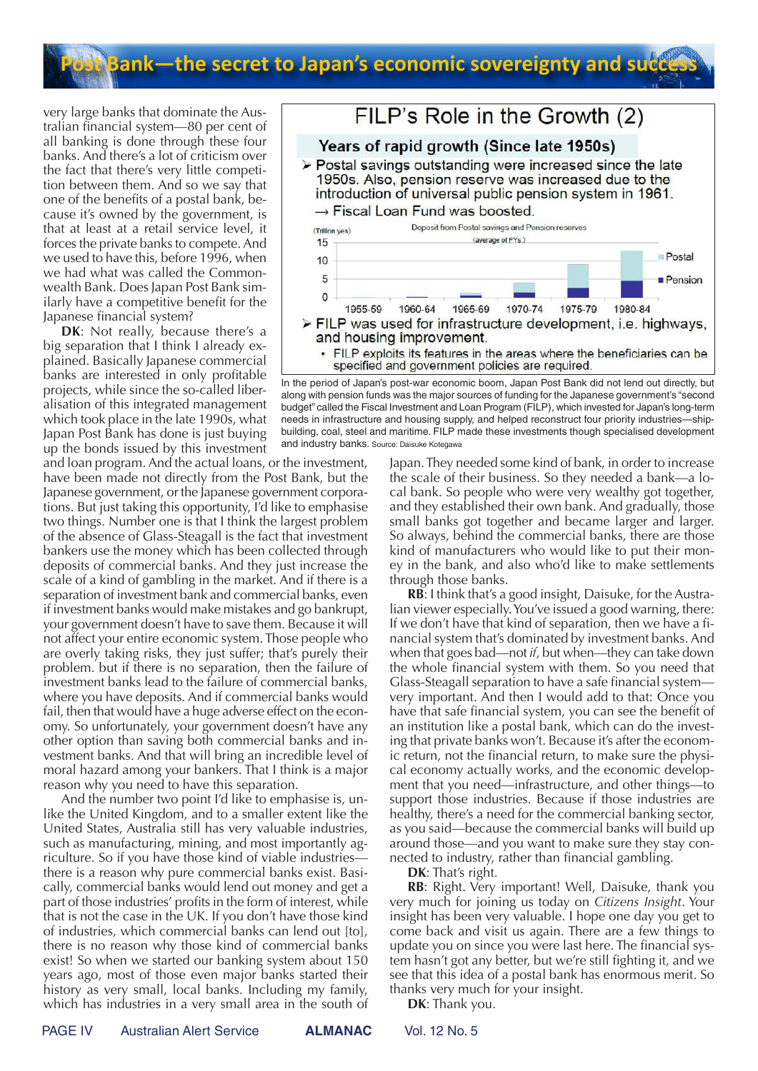very large banks that dominate the Australian financial system—80 per cent of all banking is done through these four banks. And there's a lot of criticism over the fact that there's very little competition between them. And so we say that one of the benefits of a postal bank, because it's owned by the government, is that at least at a retail service level, it forces the private banks to compete. And we used to have this, before 1996, when we had what was called the Commonwealth Bank. Does Japan Post Bank similarly have a competitive benefit for the Japanese financial system?

**DK**: Not really, because there's a big separation that I think I already explained. Basically Japanese commercial banks are interested in only profitable projects, while since the so-called liberalisation of this integrated management which took place in the late 1990s, what Japan Post Bank has done is just buying up the bonds issued by this investment and loan program. And the actual loans, or the investment, have been made not directly from the Post Bank, but the Japanese government, or the Japanese government corporations. But just taking this opportunity, I'd like to emphasise two things. Number one is that I think the largest problem of the absence of Glass-Steagall is the fact that investment bankers use the money which has been collected through the deposits of commercial banks. And they just increase the scale of a kind of gambling in the market. And if there is a separation of investment bank and commercial banks, even if investment banks would make mistakes and go bankrupt, your government doesn't have to save them. Because it will not affect your entire economic system. Those people who are overly taking risks, they just suffer; that's purely their problem. but if there is no separation, then the failure of investment banks lead to the failure of commercial banks, where you have deposits. And if commercial banks would fail, then that would have a huge adverse effect on the economy. So unfortunately, your government doesn't have any other option than saving both commercial banks and investment banks. And that will bring an incredible level of moral hazard among your bankers. That I think is a major reason why you need to have this separation.

And the number two point I'd like to emphasise is, unlike the United Kingdom, and to a smaller extent like the United States, Australia still has very valuable industries, such as manufacturing, mining, and most importantly agriculture. So if you have those kind of viable industries—there is a reason why pure commercial banks exist. Basically, commercial banks would lend out money and get a part of those industries' profits in the form of interest, while that is not the case in the UK. If you don't have those kind of industries, which commercial banks can lend out [to], there is no reason why those kind of commercial banks exist! So when we started our banking system about 150 years ago, most of those even major banks started their history as very small, local banks. Including my family, which has industries in a very small area in the south of Japan. They needed some kind of bank, in order to increase the scale of their business. So they needed a bank—a local bank. So people who were very wealthy got together, and they established their own bank. And gradually, those small banks got together and became larger and larger. So always, behind the commercial banks, there are those kind of manufacturers who would like to put their money in the bank, and also who'd like to make settlements through those banks.

FILP's Role in the Growth (2)

Years of rapid growth (Since late 1950s)

- Postal savings outstanding were increased since the late 1950s. Also, pension reserve was increased due to the introduction of universal public pension system in 1961.
  → Fiscal Loan Fund was boosted.

Deposit from Postal savings and Pension reserves (average of FYs)

(Trillion yen)

15, 10, 5, 0

1955-59, 1960-64, 1965-69, 1970-74, 1975-79, 1980-84

Postal, Pension

- FILP was used for infrastructure development, i.e. highways, and housing improvement.
  - FILP exploits its features in the areas where the beneficiaries can be specified and government policies are required.

In the period of Japan's post-war economic boom, Japan Post Bank did not lend out directly, but along with pension funds was the major sources of funding for the Japanese government's "second budget" called the Fiscal Investment and Loan Program (FILP), which invested for Japan's long-term needs in infrastructure and housing supply, and helped reconstruct four priority industries—shipbuilding, coal, steel and maritime. FILP made these investments though specialised development and industry banks. Source: Daisuke Kotegawa

**RB**: I think that's a good insight, Daisuke, for the Australian viewer especially. You've issued a good warning, there: If we don't have that kind of separation, then we have a financial system that's dominated by investment banks. And when that goes bad—not *if*, but when—they can take down the whole financial system with them. So you need that Glass-Steagall separation to have a safe financial system—very important. And then I would add to that: Once you have that safe financial system, you can see the benefit of an institution like a postal bank, which can do the investing that private banks won't. Because it's after the economic return, not the financial return, to make sure the physical economy actually works, and the economic development that you need—infrastructure, and other things—to support those industries. Because if those industries are healthy, there's a need for the commercial banking sector, as you said—because the commercial banks will build up around those—and you want to make sure they stay connected to industry, rather than financial gambling.

**DK**: That's right.

**RB**: Right. Very important! Well, Daisuke, thank you very much for joining us today on *Citizens Insight*. Your insight has been very valuable. I hope one day you get to come back and visit us again. There are a few things to update you on since you were last here. The financial system hasn't got any better, but we're still fighting it, and we see that this idea of a postal bank has enormous merit. So thanks very much for your insight.

**DK**: Thank you.